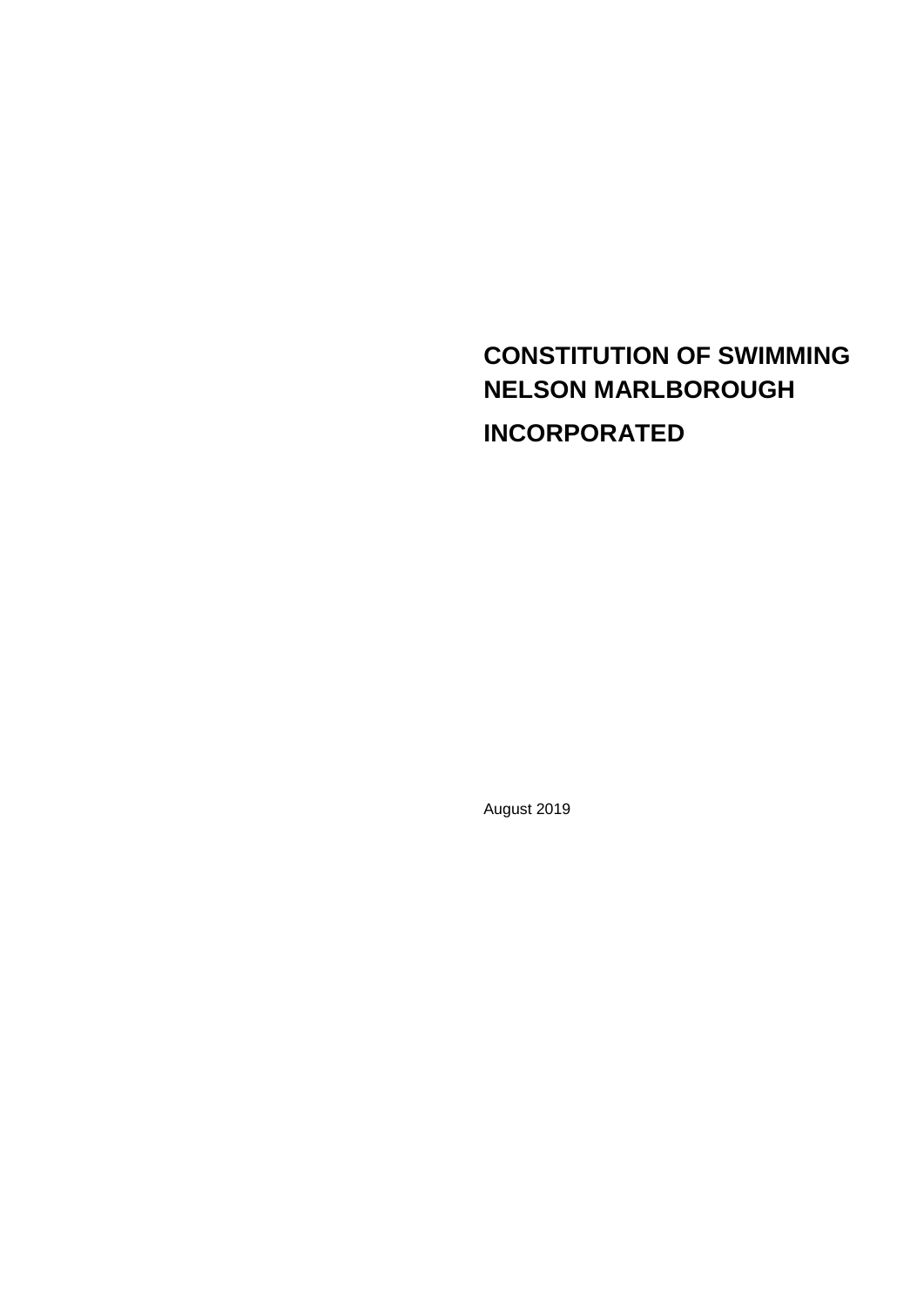# CONSTITUTION OF SWIMMING NELSON MARLBOROUGH

# INCORPORATED

August 2019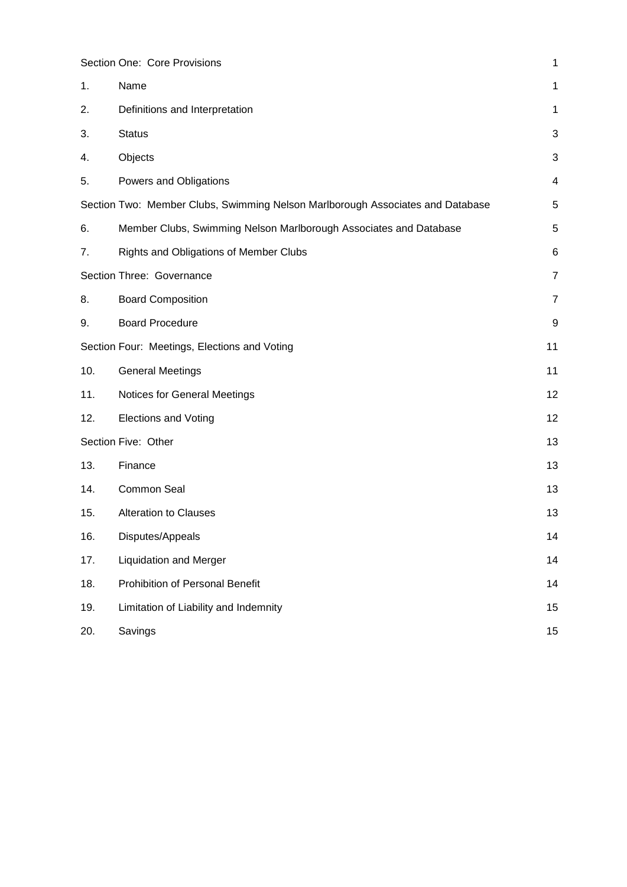| | | |
|---|---|---|
| Section One: Core Provisions | | 1 |
| 1. | Name | 1 |
| 2. | Definitions and Interpretation | 1 |
| 3. | Status | 3 |
| 4. | Objects | 3 |
| 5. | Powers and Obligations | 4 |
| Section Two: Member Clubs, Swimming Nelson Marlborough Associates and Database | | 5 |
| 6. | Member Clubs, Swimming Nelson Marlborough Associates and Database | 5 |
| 7. | Rights and Obligations of Member Clubs | 6 |
| Section Three: Governance | | 7 |
| 8. | Board Composition | 7 |
| 9. | Board Procedure | 9 |
| Section Four: Meetings, Elections and Voting | | 11 |
| 10. | General Meetings | 11 |
| 11. | Notices for General Meetings | 12 |
| 12. | Elections and Voting | 12 |
| Section Five: Other | | 13 |
| 13. | Finance | 13 |
| 14. | Common Seal | 13 |
| 15. | Alteration to Clauses | 13 |
| 16. | Disputes/Appeals | 14 |
| 17. | Liquidation and Merger | 14 |
| 18. | Prohibition of Personal Benefit | 14 |
| 19. | Limitation of Liability and Indemnity | 15 |
| 20. | Savings | 15 |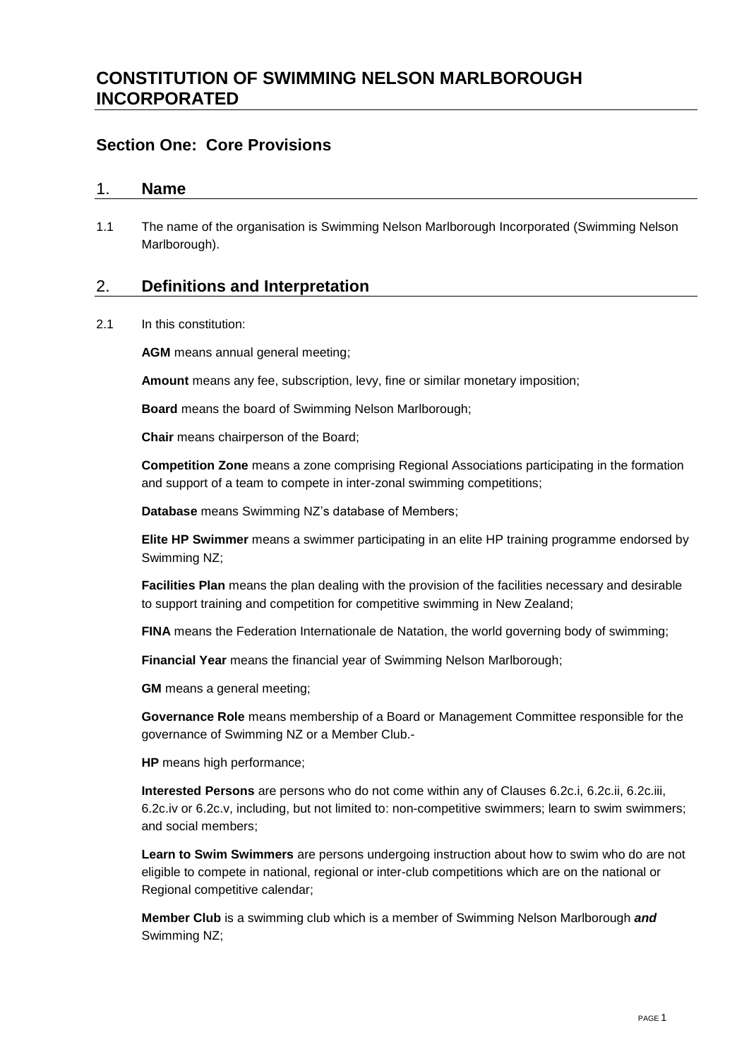# CONSTITUTION OF SWIMMING NELSON MARLBOROUGH INCORPORATED

## Section One: Core Provisions

### 1. Name

1.1 The name of the organisation is Swimming Nelson Marlborough Incorporated (Swimming Nelson Marlborough).

### 2. Definitions and Interpretation

2.1 In this constitution:

**AGM** means annual general meeting;

**Amount** means any fee, subscription, levy, fine or similar monetary imposition;

**Board** means the board of Swimming Nelson Marlborough;

**Chair** means chairperson of the Board;

**Competition Zone** means a zone comprising Regional Associations participating in the formation and support of a team to compete in inter-zonal swimming competitions;

**Database** means Swimming NZ's database of Members;

**Elite HP Swimmer** means a swimmer participating in an elite HP training programme endorsed by Swimming NZ;

**Facilities Plan** means the plan dealing with the provision of the facilities necessary and desirable to support training and competition for competitive swimming in New Zealand;

**FINA** means the Federation Internationale de Natation, the world governing body of swimming;

**Financial Year** means the financial year of Swimming Nelson Marlborough;

**GM** means a general meeting;

**Governance Role** means membership of a Board or Management Committee responsible for the governance of Swimming NZ or a Member Club.-

**HP** means high performance;

**Interested Persons** are persons who do not come within any of Clauses 6.2c.i, 6.2c.ii, 6.2c.iii, 6.2c.iv or 6.2c.v, including, but not limited to: non-competitive swimmers; learn to swim swimmers; and social members;

**Learn to Swim Swimmers** are persons undergoing instruction about how to swim who do are not eligible to compete in national, regional or inter-club competitions which are on the national or Regional competitive calendar;

**Member Club** is a swimming club which is a member of Swimming Nelson Marlborough ***and*** Swimming NZ;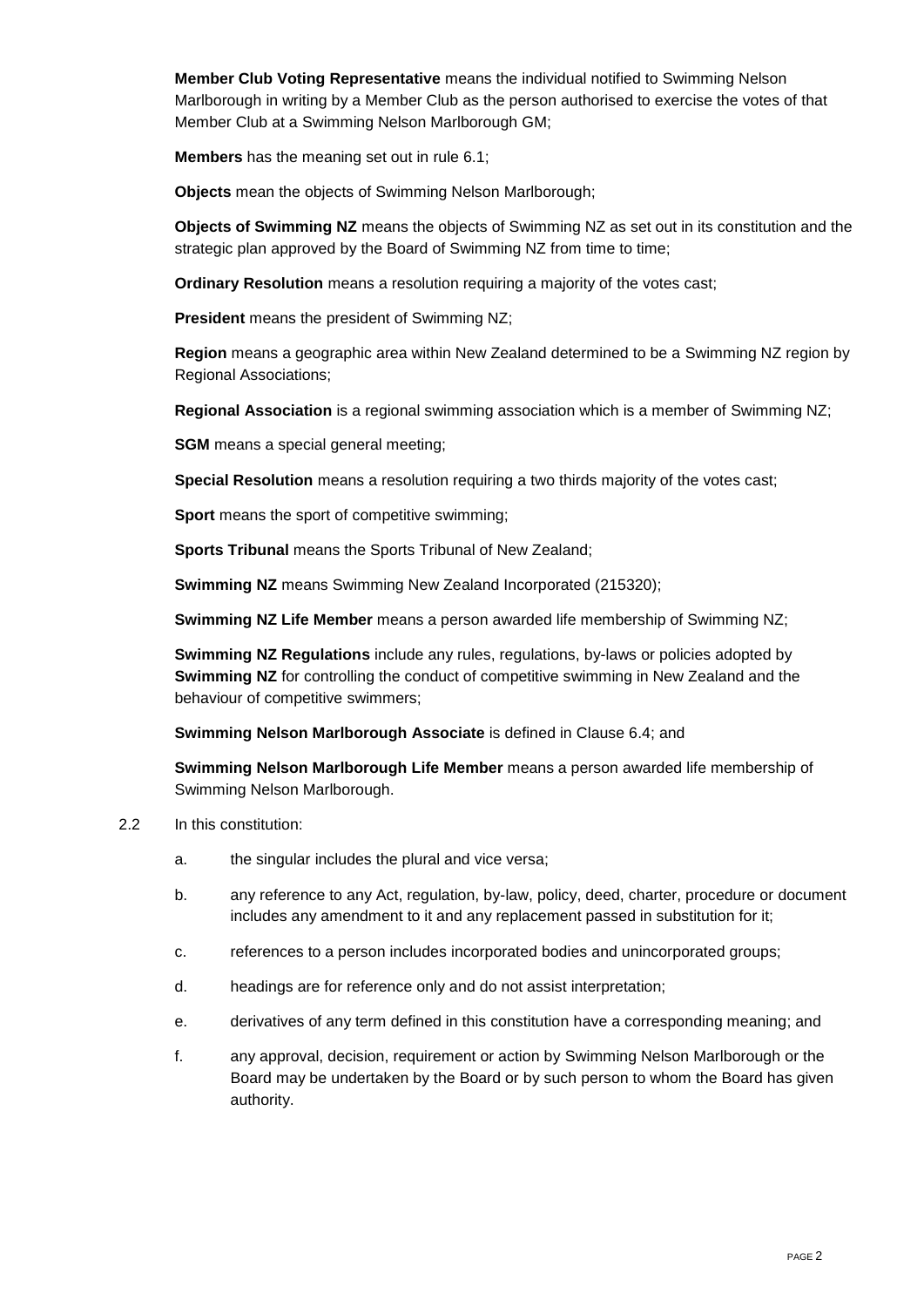**Member Club Voting Representative** means the individual notified to Swimming Nelson Marlborough in writing by a Member Club as the person authorised to exercise the votes of that Member Club at a Swimming Nelson Marlborough GM;

**Members** has the meaning set out in rule 6.1;

**Objects** mean the objects of Swimming Nelson Marlborough;

**Objects of Swimming NZ** means the objects of Swimming NZ as set out in its constitution and the strategic plan approved by the Board of Swimming NZ from time to time;

**Ordinary Resolution** means a resolution requiring a majority of the votes cast;

**President** means the president of Swimming NZ;

**Region** means a geographic area within New Zealand determined to be a Swimming NZ region by Regional Associations;

**Regional Association** is a regional swimming association which is a member of Swimming NZ;

**SGM** means a special general meeting;

**Special Resolution** means a resolution requiring a two thirds majority of the votes cast;

**Sport** means the sport of competitive swimming;

**Sports Tribunal** means the Sports Tribunal of New Zealand;

**Swimming NZ** means Swimming New Zealand Incorporated (215320);

**Swimming NZ Life Member** means a person awarded life membership of Swimming NZ;

**Swimming NZ Regulations** include any rules, regulations, by-laws or policies adopted by **Swimming NZ** for controlling the conduct of competitive swimming in New Zealand and the behaviour of competitive swimmers;

**Swimming Nelson Marlborough Associate** is defined in Clause 6.4; and

**Swimming Nelson Marlborough Life Member** means a person awarded life membership of Swimming Nelson Marlborough.

2.2 In this constitution:

a. the singular includes the plural and vice versa;

b. any reference to any Act, regulation, by-law, policy, deed, charter, procedure or document includes any amendment to it and any replacement passed in substitution for it;

c. references to a person includes incorporated bodies and unincorporated groups;

d. headings are for reference only and do not assist interpretation;

e. derivatives of any term defined in this constitution have a corresponding meaning; and

f. any approval, decision, requirement or action by Swimming Nelson Marlborough or the Board may be undertaken by the Board or by such person to whom the Board has given authority.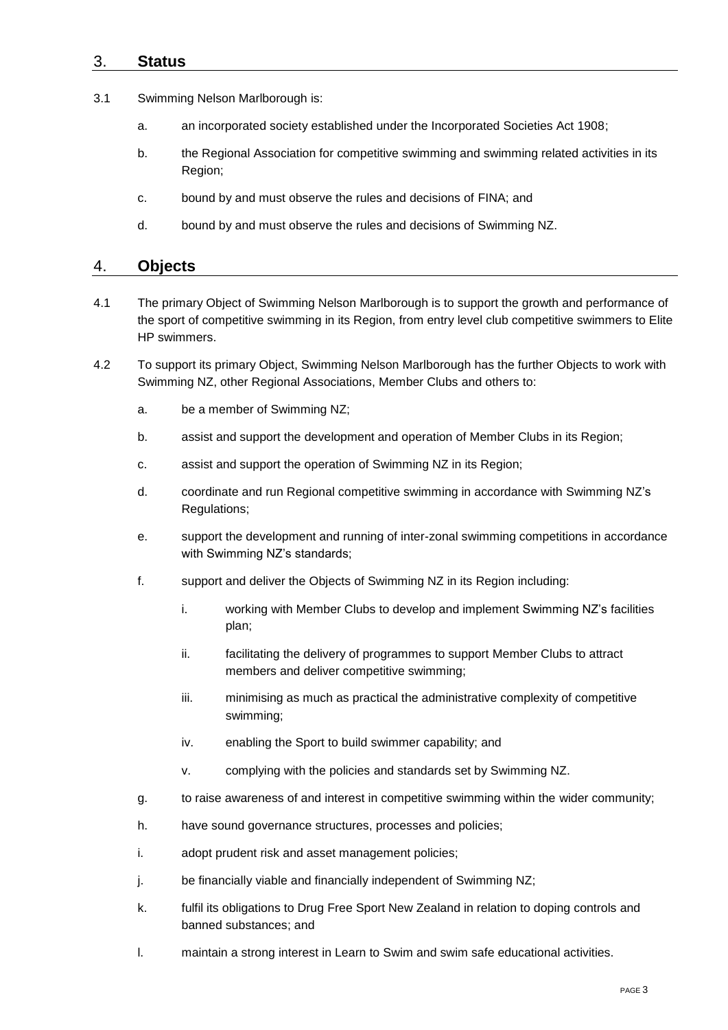## 3. **Status**

3.1 Swimming Nelson Marlborough is:

a. an incorporated society established under the Incorporated Societies Act 1908;

b. the Regional Association for competitive swimming and swimming related activities in its Region;

c. bound by and must observe the rules and decisions of FINA; and

d. bound by and must observe the rules and decisions of Swimming NZ.

## 4. **Objects**

4.1 The primary Object of Swimming Nelson Marlborough is to support the growth and performance of the sport of competitive swimming in its Region, from entry level club competitive swimmers to Elite HP swimmers.

4.2 To support its primary Object, Swimming Nelson Marlborough has the further Objects to work with Swimming NZ, other Regional Associations, Member Clubs and others to:

a. be a member of Swimming NZ;

b. assist and support the development and operation of Member Clubs in its Region;

c. assist and support the operation of Swimming NZ in its Region;

d. coordinate and run Regional competitive swimming in accordance with Swimming NZ's Regulations;

e. support the development and running of inter-zonal swimming competitions in accordance with Swimming NZ's standards;

f. support and deliver the Objects of Swimming NZ in its Region including:

i. working with Member Clubs to develop and implement Swimming NZ's facilities plan;

ii. facilitating the delivery of programmes to support Member Clubs to attract members and deliver competitive swimming;

iii. minimising as much as practical the administrative complexity of competitive swimming;

iv. enabling the Sport to build swimmer capability; and

v. complying with the policies and standards set by Swimming NZ.

g. to raise awareness of and interest in competitive swimming within the wider community;

h. have sound governance structures, processes and policies;

i. adopt prudent risk and asset management policies;

j. be financially viable and financially independent of Swimming NZ;

k. fulfil its obligations to Drug Free Sport New Zealand in relation to doping controls and banned substances; and

l. maintain a strong interest in Learn to Swim and swim safe educational activities.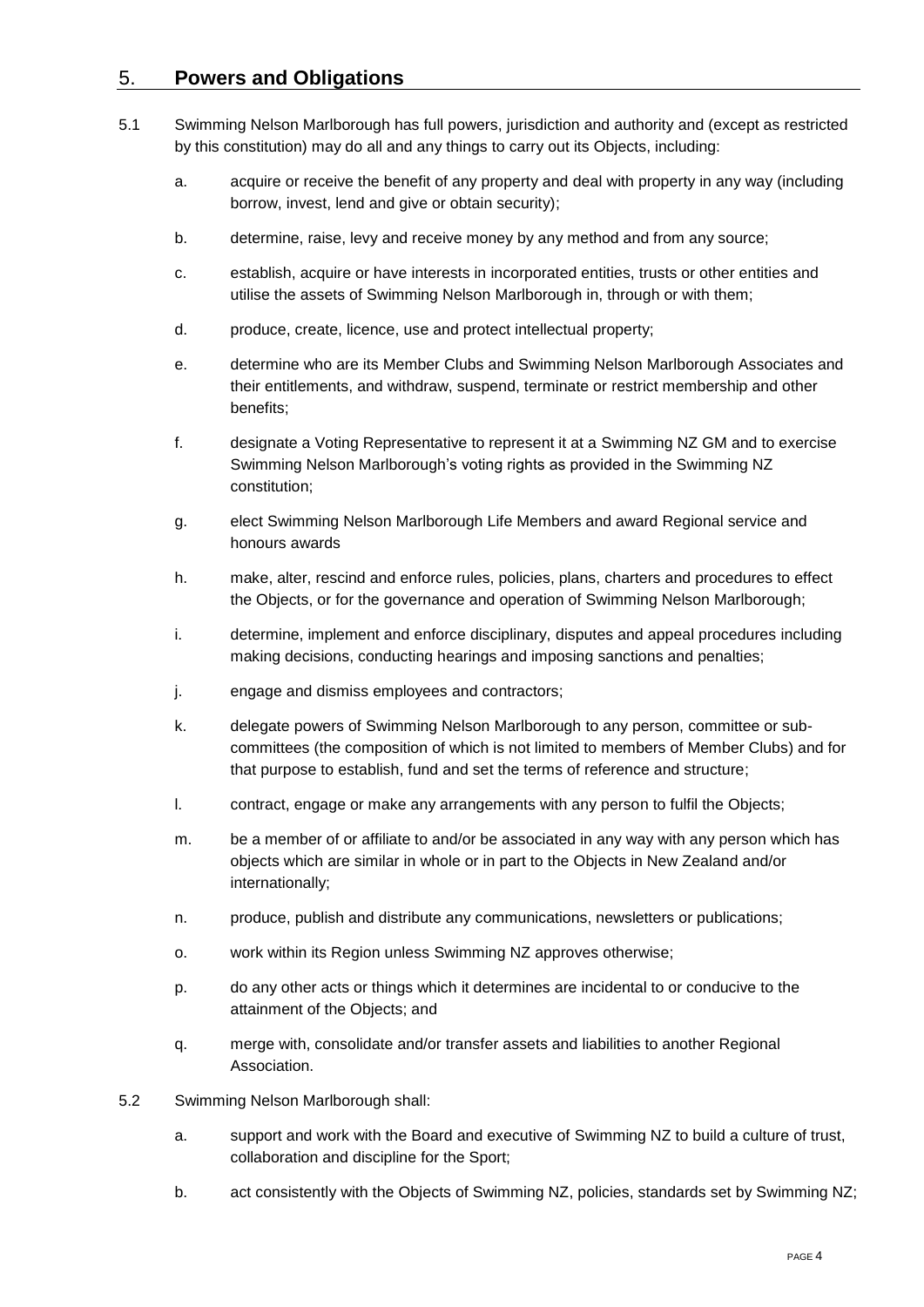## 5. **Powers and Obligations**

5.1 Swimming Nelson Marlborough has full powers, jurisdiction and authority and (except as restricted by this constitution) may do all and any things to carry out its Objects, including:

a. acquire or receive the benefit of any property and deal with property in any way (including borrow, invest, lend and give or obtain security);

b. determine, raise, levy and receive money by any method and from any source;

c. establish, acquire or have interests in incorporated entities, trusts or other entities and utilise the assets of Swimming Nelson Marlborough in, through or with them;

d. produce, create, licence, use and protect intellectual property;

e. determine who are its Member Clubs and Swimming Nelson Marlborough Associates and their entitlements, and withdraw, suspend, terminate or restrict membership and other benefits;

f. designate a Voting Representative to represent it at a Swimming NZ GM and to exercise Swimming Nelson Marlborough's voting rights as provided in the Swimming NZ constitution;

g. elect Swimming Nelson Marlborough Life Members and award Regional service and honours awards

h. make, alter, rescind and enforce rules, policies, plans, charters and procedures to effect the Objects, or for the governance and operation of Swimming Nelson Marlborough;

i. determine, implement and enforce disciplinary, disputes and appeal procedures including making decisions, conducting hearings and imposing sanctions and penalties;

j. engage and dismiss employees and contractors;

k. delegate powers of Swimming Nelson Marlborough to any person, committee or sub-committees (the composition of which is not limited to members of Member Clubs) and for that purpose to establish, fund and set the terms of reference and structure;

l. contract, engage or make any arrangements with any person to fulfil the Objects;

m. be a member of or affiliate to and/or be associated in any way with any person which has objects which are similar in whole or in part to the Objects in New Zealand and/or internationally;

n. produce, publish and distribute any communications, newsletters or publications;

o. work within its Region unless Swimming NZ approves otherwise;

p. do any other acts or things which it determines are incidental to or conducive to the attainment of the Objects; and

q. merge with, consolidate and/or transfer assets and liabilities to another Regional Association.

5.2 Swimming Nelson Marlborough shall:

a. support and work with the Board and executive of Swimming NZ to build a culture of trust, collaboration and discipline for the Sport;

b. act consistently with the Objects of Swimming NZ, policies, standards set by Swimming NZ;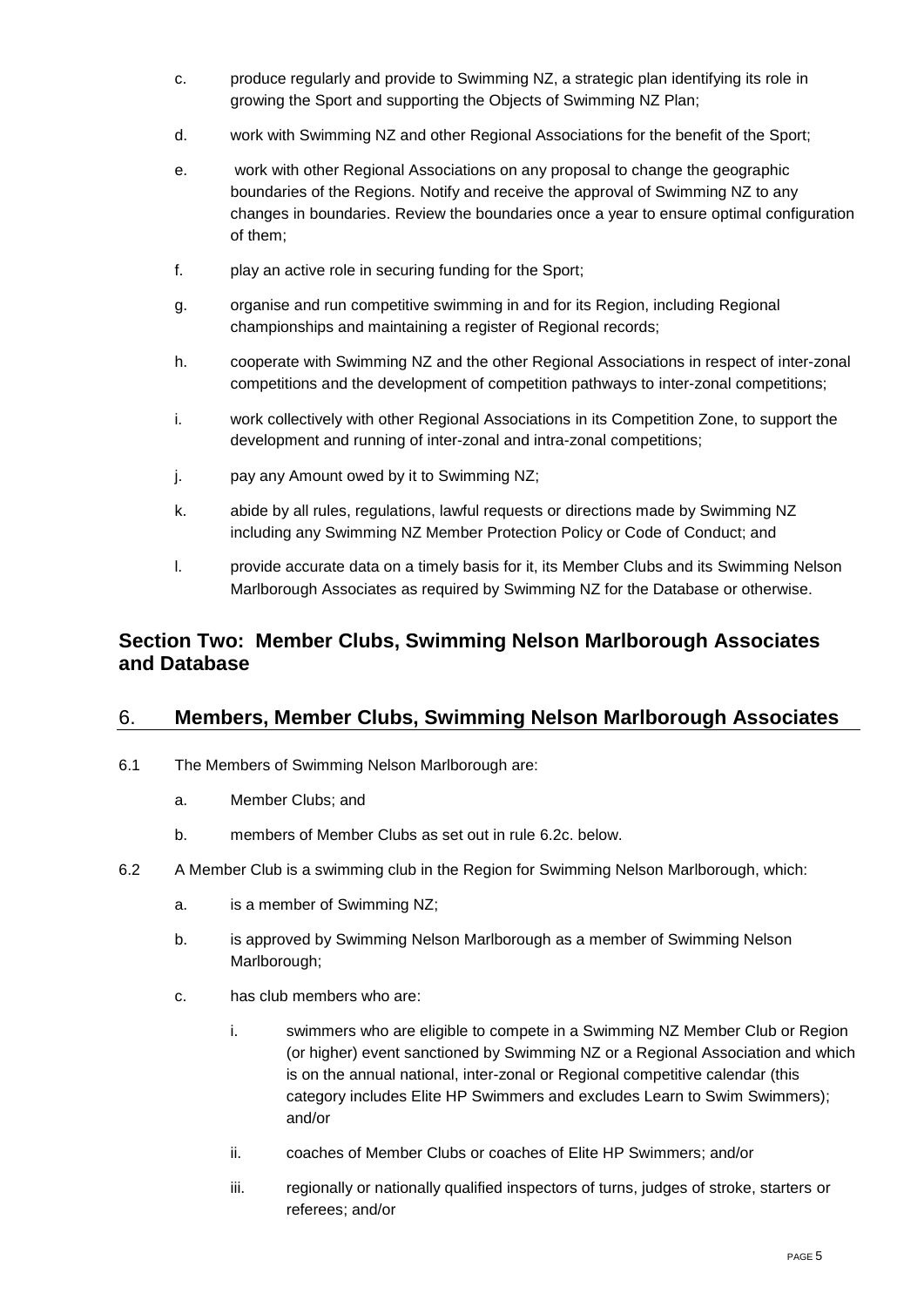c. produce regularly and provide to Swimming NZ, a strategic plan identifying its role in growing the Sport and supporting the Objects of Swimming NZ Plan;

d. work with Swimming NZ and other Regional Associations for the benefit of the Sport;

e. work with other Regional Associations on any proposal to change the geographic boundaries of the Regions. Notify and receive the approval of Swimming NZ to any changes in boundaries. Review the boundaries once a year to ensure optimal configuration of them;

f. play an active role in securing funding for the Sport;

g. organise and run competitive swimming in and for its Region, including Regional championships and maintaining a register of Regional records;

h. cooperate with Swimming NZ and the other Regional Associations in respect of inter-zonal competitions and the development of competition pathways to inter-zonal competitions;

i. work collectively with other Regional Associations in its Competition Zone, to support the development and running of inter-zonal and intra-zonal competitions;

j. pay any Amount owed by it to Swimming NZ;

k. abide by all rules, regulations, lawful requests or directions made by Swimming NZ including any Swimming NZ Member Protection Policy or Code of Conduct; and

l. provide accurate data on a timely basis for it, its Member Clubs and its Swimming Nelson Marlborough Associates as required by Swimming NZ for the Database or otherwise.

## Section Two: Member Clubs, Swimming Nelson Marlborough Associates and Database

## 6. Members, Member Clubs, Swimming Nelson Marlborough Associates

6.1 The Members of Swimming Nelson Marlborough are:

a. Member Clubs; and

b. members of Member Clubs as set out in rule 6.2c. below.

6.2 A Member Club is a swimming club in the Region for Swimming Nelson Marlborough, which:

a. is a member of Swimming NZ;

b. is approved by Swimming Nelson Marlborough as a member of Swimming Nelson Marlborough;

c. has club members who are:

i. swimmers who are eligible to compete in a Swimming NZ Member Club or Region (or higher) event sanctioned by Swimming NZ or a Regional Association and which is on the annual national, inter-zonal or Regional competitive calendar (this category includes Elite HP Swimmers and excludes Learn to Swim Swimmers); and/or

ii. coaches of Member Clubs or coaches of Elite HP Swimmers; and/or

iii. regionally or nationally qualified inspectors of turns, judges of stroke, starters or referees; and/or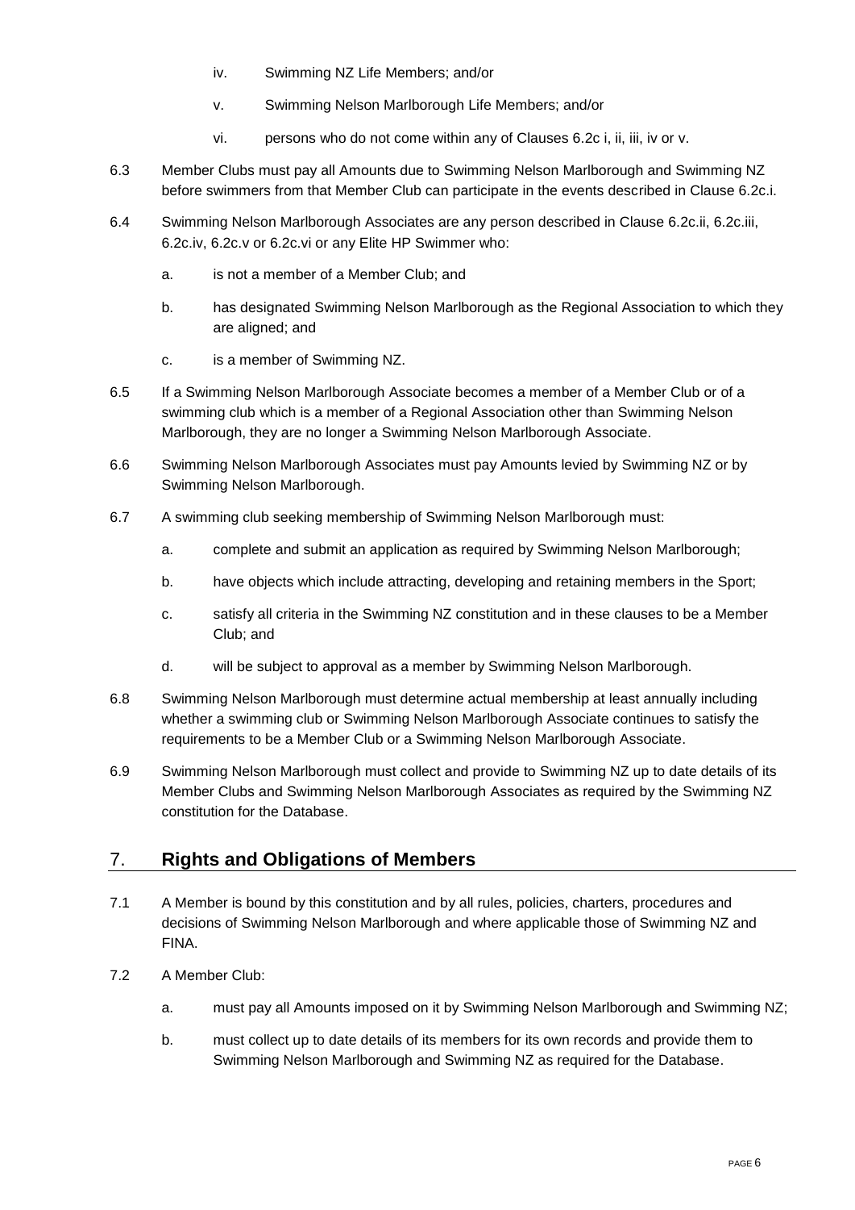iv. Swimming NZ Life Members; and/or

v. Swimming Nelson Marlborough Life Members; and/or

vi. persons who do not come within any of Clauses 6.2c i, ii, iii, iv or v.

6.3 Member Clubs must pay all Amounts due to Swimming Nelson Marlborough and Swimming NZ before swimmers from that Member Club can participate in the events described in Clause 6.2c.i.

6.4 Swimming Nelson Marlborough Associates are any person described in Clause 6.2c.ii, 6.2c.iii, 6.2c.iv, 6.2c.v or 6.2c.vi or any Elite HP Swimmer who:

a. is not a member of a Member Club; and

b. has designated Swimming Nelson Marlborough as the Regional Association to which they are aligned; and

c. is a member of Swimming NZ.

6.5 If a Swimming Nelson Marlborough Associate becomes a member of a Member Club or of a swimming club which is a member of a Regional Association other than Swimming Nelson Marlborough, they are no longer a Swimming Nelson Marlborough Associate.

6.6 Swimming Nelson Marlborough Associates must pay Amounts levied by Swimming NZ or by Swimming Nelson Marlborough.

6.7 A swimming club seeking membership of Swimming Nelson Marlborough must:

a. complete and submit an application as required by Swimming Nelson Marlborough;

b. have objects which include attracting, developing and retaining members in the Sport;

c. satisfy all criteria in the Swimming NZ constitution and in these clauses to be a Member Club; and

d. will be subject to approval as a member by Swimming Nelson Marlborough.

6.8 Swimming Nelson Marlborough must determine actual membership at least annually including whether a swimming club or Swimming Nelson Marlborough Associate continues to satisfy the requirements to be a Member Club or a Swimming Nelson Marlborough Associate.

6.9 Swimming Nelson Marlborough must collect and provide to Swimming NZ up to date details of its Member Clubs and Swimming Nelson Marlborough Associates as required by the Swimming NZ constitution for the Database.

## 7. Rights and Obligations of Members

7.1 A Member is bound by this constitution and by all rules, policies, charters, procedures and decisions of Swimming Nelson Marlborough and where applicable those of Swimming NZ and FINA.

7.2 A Member Club:

a. must pay all Amounts imposed on it by Swimming Nelson Marlborough and Swimming NZ;

b. must collect up to date details of its members for its own records and provide them to Swimming Nelson Marlborough and Swimming NZ as required for the Database.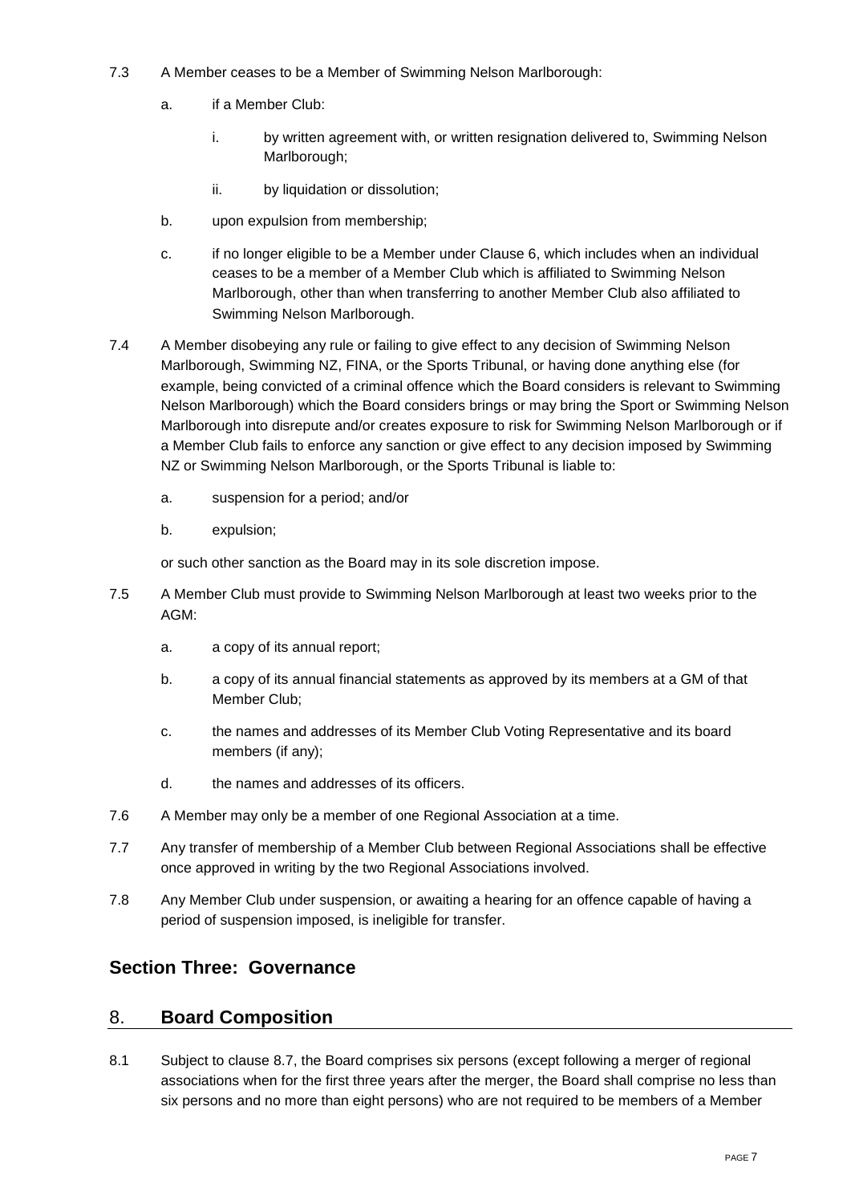7.3 A Member ceases to be a Member of Swimming Nelson Marlborough:

a. if a Member Club:

i. by written agreement with, or written resignation delivered to, Swimming Nelson Marlborough;

ii. by liquidation or dissolution;

b. upon expulsion from membership;

c. if no longer eligible to be a Member under Clause 6, which includes when an individual ceases to be a member of a Member Club which is affiliated to Swimming Nelson Marlborough, other than when transferring to another Member Club also affiliated to Swimming Nelson Marlborough.

7.4 A Member disobeying any rule or failing to give effect to any decision of Swimming Nelson Marlborough, Swimming NZ, FINA, or the Sports Tribunal, or having done anything else (for example, being convicted of a criminal offence which the Board considers is relevant to Swimming Nelson Marlborough) which the Board considers brings or may bring the Sport or Swimming Nelson Marlborough into disrepute and/or creates exposure to risk for Swimming Nelson Marlborough or if a Member Club fails to enforce any sanction or give effect to any decision imposed by Swimming NZ or Swimming Nelson Marlborough, or the Sports Tribunal is liable to:

a. suspension for a period; and/or

b. expulsion;

or such other sanction as the Board may in its sole discretion impose.

7.5 A Member Club must provide to Swimming Nelson Marlborough at least two weeks prior to the AGM:

a. a copy of its annual report;

b. a copy of its annual financial statements as approved by its members at a GM of that Member Club;

c. the names and addresses of its Member Club Voting Representative and its board members (if any);

d. the names and addresses of its officers.

7.6 A Member may only be a member of one Regional Association at a time.

7.7 Any transfer of membership of a Member Club between Regional Associations shall be effective once approved in writing by the two Regional Associations involved.

7.8 Any Member Club under suspension, or awaiting a hearing for an offence capable of having a period of suspension imposed, is ineligible for transfer.

## Section Three: Governance

## 8. Board Composition

8.1 Subject to clause 8.7, the Board comprises six persons (except following a merger of regional associations when for the first three years after the merger, the Board shall comprise no less than six persons and no more than eight persons) who are not required to be members of a Member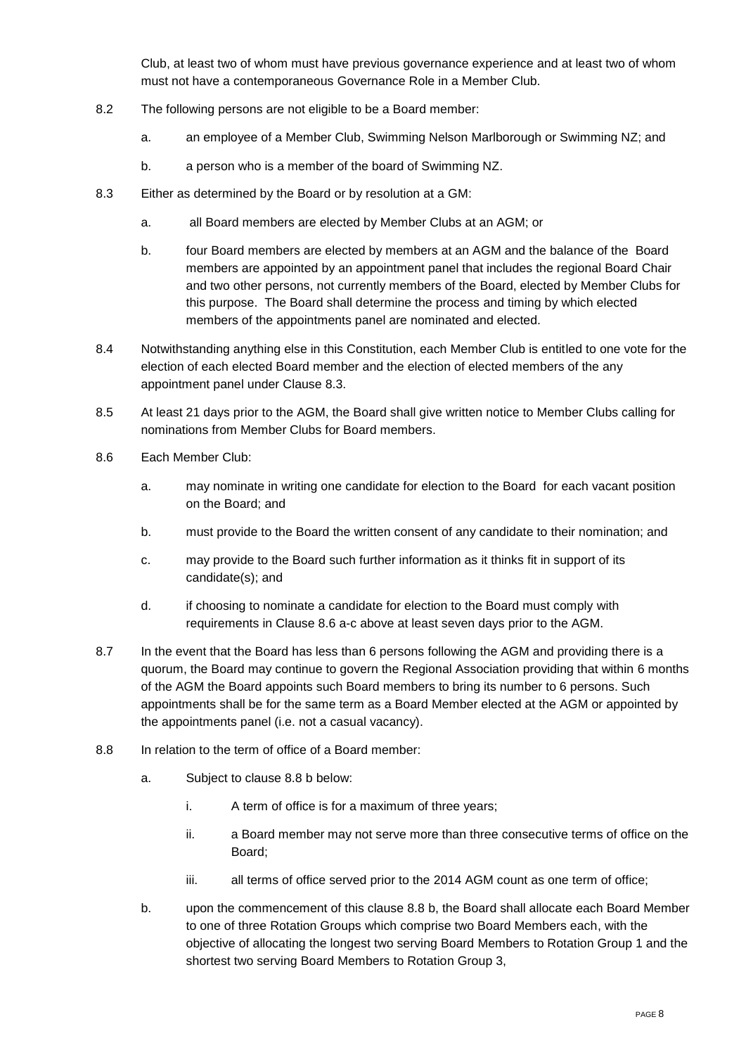Club, at least two of whom must have previous governance experience and at least two of whom must not have a contemporaneous Governance Role in a Member Club.

8.2 The following persons are not eligible to be a Board member:

- a. an employee of a Member Club, Swimming Nelson Marlborough or Swimming NZ; and
- b. a person who is a member of the board of Swimming NZ.

8.3 Either as determined by the Board or by resolution at a GM:

- a. all Board members are elected by Member Clubs at an AGM; or
- b. four Board members are elected by members at an AGM and the balance of the Board members are appointed by an appointment panel that includes the regional Board Chair and two other persons, not currently members of the Board, elected by Member Clubs for this purpose. The Board shall determine the process and timing by which elected members of the appointments panel are nominated and elected.

8.4 Notwithstanding anything else in this Constitution, each Member Club is entitled to one vote for the election of each elected Board member and the election of elected members of the any appointment panel under Clause 8.3.

8.5 At least 21 days prior to the AGM, the Board shall give written notice to Member Clubs calling for nominations from Member Clubs for Board members.

8.6 Each Member Club:

- a. may nominate in writing one candidate for election to the Board for each vacant position on the Board; and
- b. must provide to the Board the written consent of any candidate to their nomination; and
- c. may provide to the Board such further information as it thinks fit in support of its candidate(s); and
- d. if choosing to nominate a candidate for election to the Board must comply with requirements in Clause 8.6 a-c above at least seven days prior to the AGM.

8.7 In the event that the Board has less than 6 persons following the AGM and providing there is a quorum, the Board may continue to govern the Regional Association providing that within 6 months of the AGM the Board appoints such Board members to bring its number to 6 persons. Such appointments shall be for the same term as a Board Member elected at the AGM or appointed by the appointments panel (i.e. not a casual vacancy).

8.8 In relation to the term of office of a Board member:

- a. Subject to clause 8.8 b below:
  - i. A term of office is for a maximum of three years;
  - ii. a Board member may not serve more than three consecutive terms of office on the Board;
  - iii. all terms of office served prior to the 2014 AGM count as one term of office;
- b. upon the commencement of this clause 8.8 b, the Board shall allocate each Board Member to one of three Rotation Groups which comprise two Board Members each, with the objective of allocating the longest two serving Board Members to Rotation Group 1 and the shortest two serving Board Members to Rotation Group 3,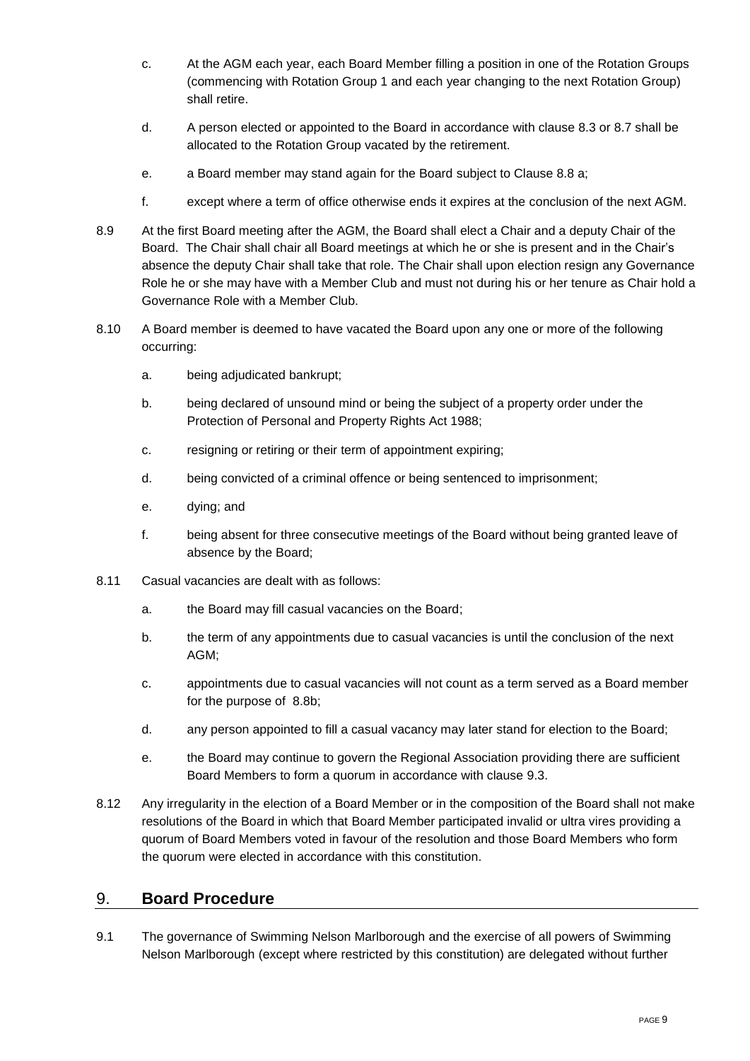c. At the AGM each year, each Board Member filling a position in one of the Rotation Groups (commencing with Rotation Group 1 and each year changing to the next Rotation Group) shall retire.

d. A person elected or appointed to the Board in accordance with clause 8.3 or 8.7 shall be allocated to the Rotation Group vacated by the retirement.

e. a Board member may stand again for the Board subject to Clause 8.8 a;

f. except where a term of office otherwise ends it expires at the conclusion of the next AGM.

8.9 At the first Board meeting after the AGM, the Board shall elect a Chair and a deputy Chair of the Board. The Chair shall chair all Board meetings at which he or she is present and in the Chair's absence the deputy Chair shall take that role. The Chair shall upon election resign any Governance Role he or she may have with a Member Club and must not during his or her tenure as Chair hold a Governance Role with a Member Club.

8.10 A Board member is deemed to have vacated the Board upon any one or more of the following occurring:

a. being adjudicated bankrupt;

b. being declared of unsound mind or being the subject of a property order under the Protection of Personal and Property Rights Act 1988;

c. resigning or retiring or their term of appointment expiring;

d. being convicted of a criminal offence or being sentenced to imprisonment;

e. dying; and

f. being absent for three consecutive meetings of the Board without being granted leave of absence by the Board;

8.11 Casual vacancies are dealt with as follows:

a. the Board may fill casual vacancies on the Board;

b. the term of any appointments due to casual vacancies is until the conclusion of the next AGM;

c. appointments due to casual vacancies will not count as a term served as a Board member for the purpose of 8.8b;

d. any person appointed to fill a casual vacancy may later stand for election to the Board;

e. the Board may continue to govern the Regional Association providing there are sufficient Board Members to form a quorum in accordance with clause 9.3.

8.12 Any irregularity in the election of a Board Member or in the composition of the Board shall not make resolutions of the Board in which that Board Member participated invalid or ultra vires providing a quorum of Board Members voted in favour of the resolution and those Board Members who form the quorum were elected in accordance with this constitution.

## 9. **Board Procedure**

9.1 The governance of Swimming Nelson Marlborough and the exercise of all powers of Swimming Nelson Marlborough (except where restricted by this constitution) are delegated without further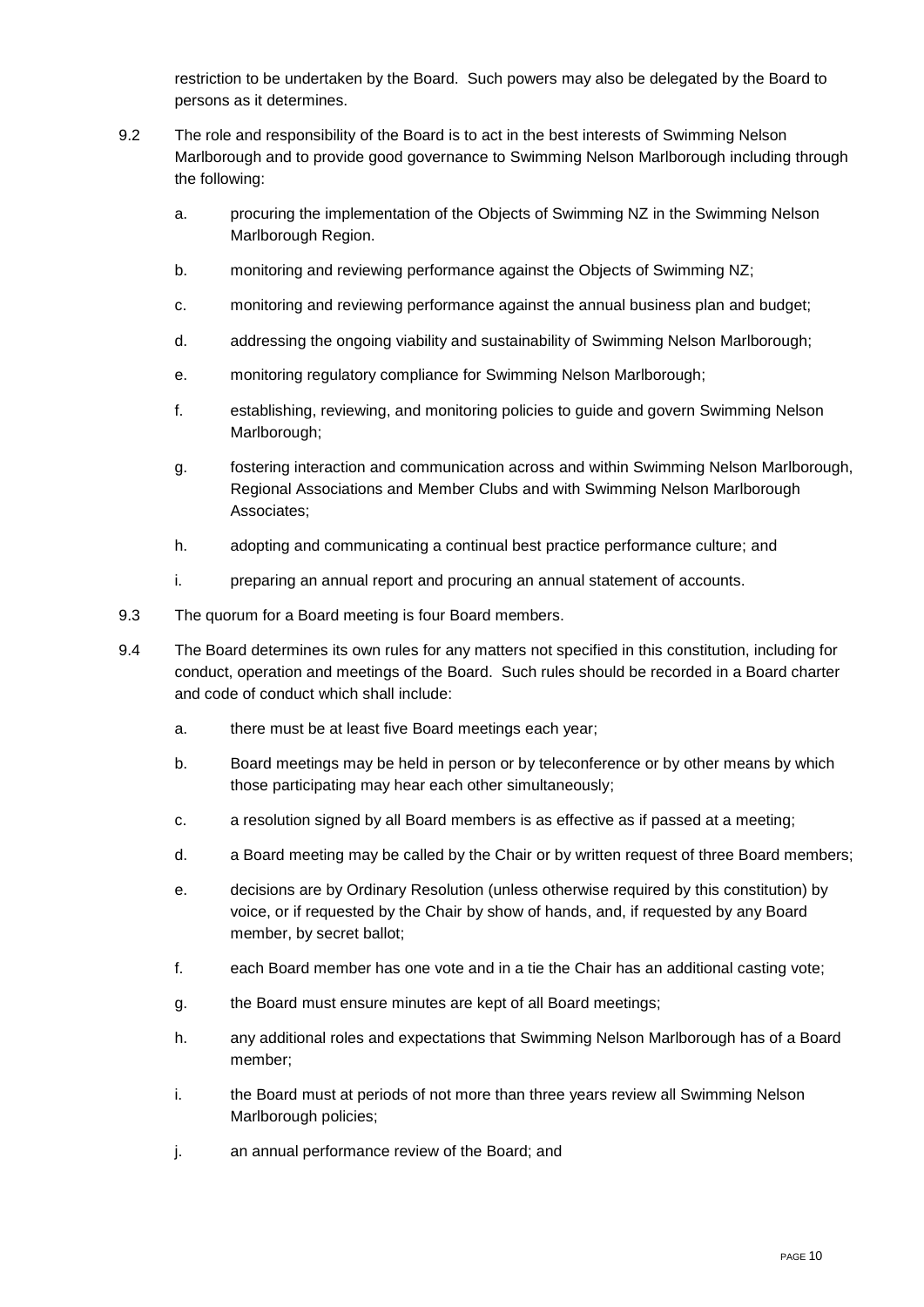restriction to be undertaken by the Board. Such powers may also be delegated by the Board to persons as it determines.

9.2 The role and responsibility of the Board is to act in the best interests of Swimming Nelson Marlborough and to provide good governance to Swimming Nelson Marlborough including through the following:

a. procuring the implementation of the Objects of Swimming NZ in the Swimming Nelson Marlborough Region.

b. monitoring and reviewing performance against the Objects of Swimming NZ;

c. monitoring and reviewing performance against the annual business plan and budget;

d. addressing the ongoing viability and sustainability of Swimming Nelson Marlborough;

e. monitoring regulatory compliance for Swimming Nelson Marlborough;

f. establishing, reviewing, and monitoring policies to guide and govern Swimming Nelson Marlborough;

g. fostering interaction and communication across and within Swimming Nelson Marlborough, Regional Associations and Member Clubs and with Swimming Nelson Marlborough Associates;

h. adopting and communicating a continual best practice performance culture; and

i. preparing an annual report and procuring an annual statement of accounts.

9.3 The quorum for a Board meeting is four Board members.

9.4 The Board determines its own rules for any matters not specified in this constitution, including for conduct, operation and meetings of the Board. Such rules should be recorded in a Board charter and code of conduct which shall include:

a. there must be at least five Board meetings each year;

b. Board meetings may be held in person or by teleconference or by other means by which those participating may hear each other simultaneously;

c. a resolution signed by all Board members is as effective as if passed at a meeting;

d. a Board meeting may be called by the Chair or by written request of three Board members;

e. decisions are by Ordinary Resolution (unless otherwise required by this constitution) by voice, or if requested by the Chair by show of hands, and, if requested by any Board member, by secret ballot;

f. each Board member has one vote and in a tie the Chair has an additional casting vote;

g. the Board must ensure minutes are kept of all Board meetings;

h. any additional roles and expectations that Swimming Nelson Marlborough has of a Board member;

i. the Board must at periods of not more than three years review all Swimming Nelson Marlborough policies;

j. an annual performance review of the Board; and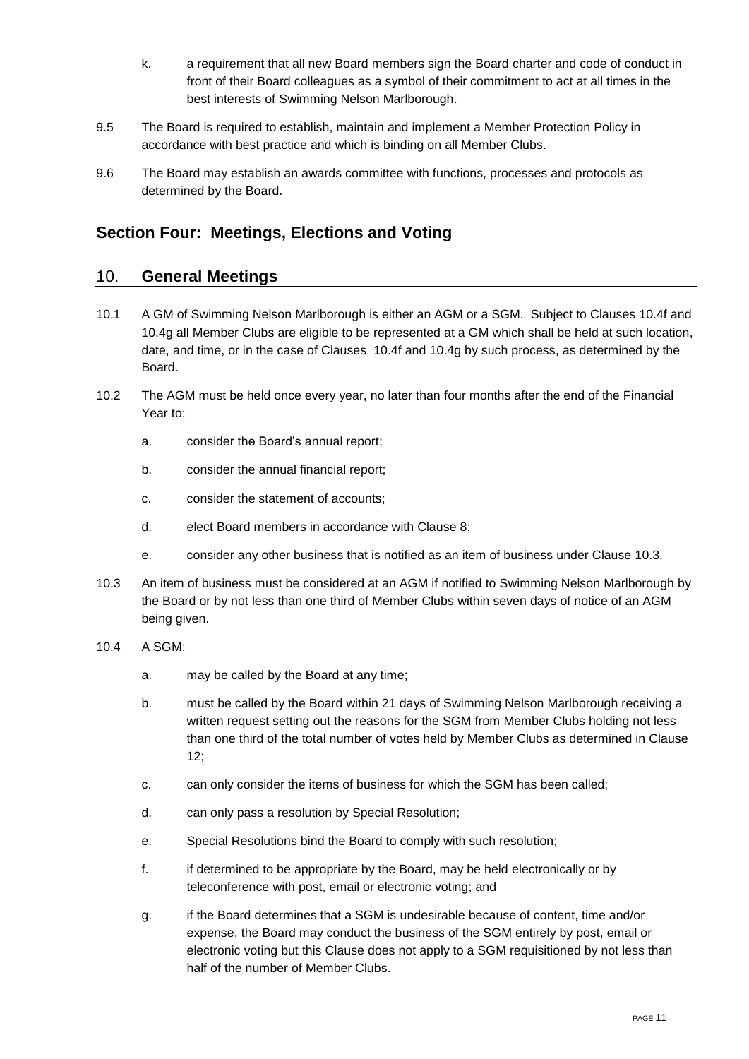k. a requirement that all new Board members sign the Board charter and code of conduct in front of their Board colleagues as a symbol of their commitment to act at all times in the best interests of Swimming Nelson Marlborough.

9.5 The Board is required to establish, maintain and implement a Member Protection Policy in accordance with best practice and which is binding on all Member Clubs.

9.6 The Board may establish an awards committee with functions, processes and protocols as determined by the Board.

## Section Four: Meetings, Elections and Voting

## 10. General Meetings

10.1 A GM of Swimming Nelson Marlborough is either an AGM or a SGM. Subject to Clauses 10.4f and 10.4g all Member Clubs are eligible to be represented at a GM which shall be held at such location, date, and time, or in the case of Clauses 10.4f and 10.4g by such process, as determined by the Board.

10.2 The AGM must be held once every year, no later than four months after the end of the Financial Year to:

a. consider the Board's annual report;

b. consider the annual financial report;

c. consider the statement of accounts;

d. elect Board members in accordance with Clause 8;

e. consider any other business that is notified as an item of business under Clause 10.3.

10.3 An item of business must be considered at an AGM if notified to Swimming Nelson Marlborough by the Board or by not less than one third of Member Clubs within seven days of notice of an AGM being given.

10.4 A SGM:

a. may be called by the Board at any time;

b. must be called by the Board within 21 days of Swimming Nelson Marlborough receiving a written request setting out the reasons for the SGM from Member Clubs holding not less than one third of the total number of votes held by Member Clubs as determined in Clause 12;

c. can only consider the items of business for which the SGM has been called;

d. can only pass a resolution by Special Resolution;

e. Special Resolutions bind the Board to comply with such resolution;

f. if determined to be appropriate by the Board, may be held electronically or by teleconference with post, email or electronic voting; and

g. if the Board determines that a SGM is undesirable because of content, time and/or expense, the Board may conduct the business of the SGM entirely by post, email or electronic voting but this Clause does not apply to a SGM requisitioned by not less than half of the number of Member Clubs.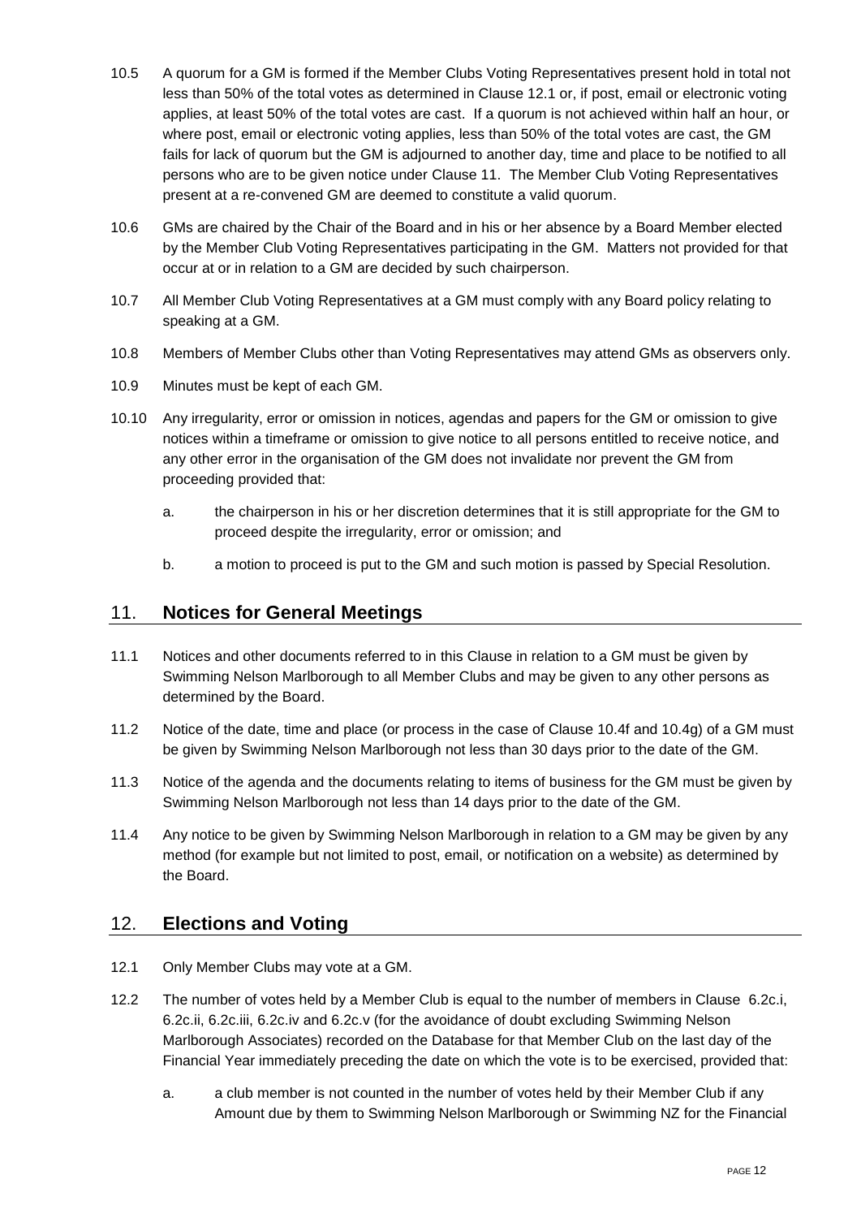10.5 A quorum for a GM is formed if the Member Clubs Voting Representatives present hold in total not less than 50% of the total votes as determined in Clause 12.1 or, if post, email or electronic voting applies, at least 50% of the total votes are cast. If a quorum is not achieved within half an hour, or where post, email or electronic voting applies, less than 50% of the total votes are cast, the GM fails for lack of quorum but the GM is adjourned to another day, time and place to be notified to all persons who are to be given notice under Clause 11. The Member Club Voting Representatives present at a re-convened GM are deemed to constitute a valid quorum.

10.6 GMs are chaired by the Chair of the Board and in his or her absence by a Board Member elected by the Member Club Voting Representatives participating in the GM. Matters not provided for that occur at or in relation to a GM are decided by such chairperson.

10.7 All Member Club Voting Representatives at a GM must comply with any Board policy relating to speaking at a GM.

10.8 Members of Member Clubs other than Voting Representatives may attend GMs as observers only.

10.9 Minutes must be kept of each GM.

10.10 Any irregularity, error or omission in notices, agendas and papers for the GM or omission to give notices within a timeframe or omission to give notice to all persons entitled to receive notice, and any other error in the organisation of the GM does not invalidate nor prevent the GM from proceeding provided that:

a. the chairperson in his or her discretion determines that it is still appropriate for the GM to proceed despite the irregularity, error or omission; and

b. a motion to proceed is put to the GM and such motion is passed by Special Resolution.

## 11. Notices for General Meetings

11.1 Notices and other documents referred to in this Clause in relation to a GM must be given by Swimming Nelson Marlborough to all Member Clubs and may be given to any other persons as determined by the Board.

11.2 Notice of the date, time and place (or process in the case of Clause 10.4f and 10.4g) of a GM must be given by Swimming Nelson Marlborough not less than 30 days prior to the date of the GM.

11.3 Notice of the agenda and the documents relating to items of business for the GM must be given by Swimming Nelson Marlborough not less than 14 days prior to the date of the GM.

11.4 Any notice to be given by Swimming Nelson Marlborough in relation to a GM may be given by any method (for example but not limited to post, email, or notification on a website) as determined by the Board.

## 12. Elections and Voting

12.1 Only Member Clubs may vote at a GM.

12.2 The number of votes held by a Member Club is equal to the number of members in Clause 6.2c.i, 6.2c.ii, 6.2c.iii, 6.2c.iv and 6.2c.v (for the avoidance of doubt excluding Swimming Nelson Marlborough Associates) recorded on the Database for that Member Club on the last day of the Financial Year immediately preceding the date on which the vote is to be exercised, provided that:

a. a club member is not counted in the number of votes held by their Member Club if any Amount due by them to Swimming Nelson Marlborough or Swimming NZ for the Financial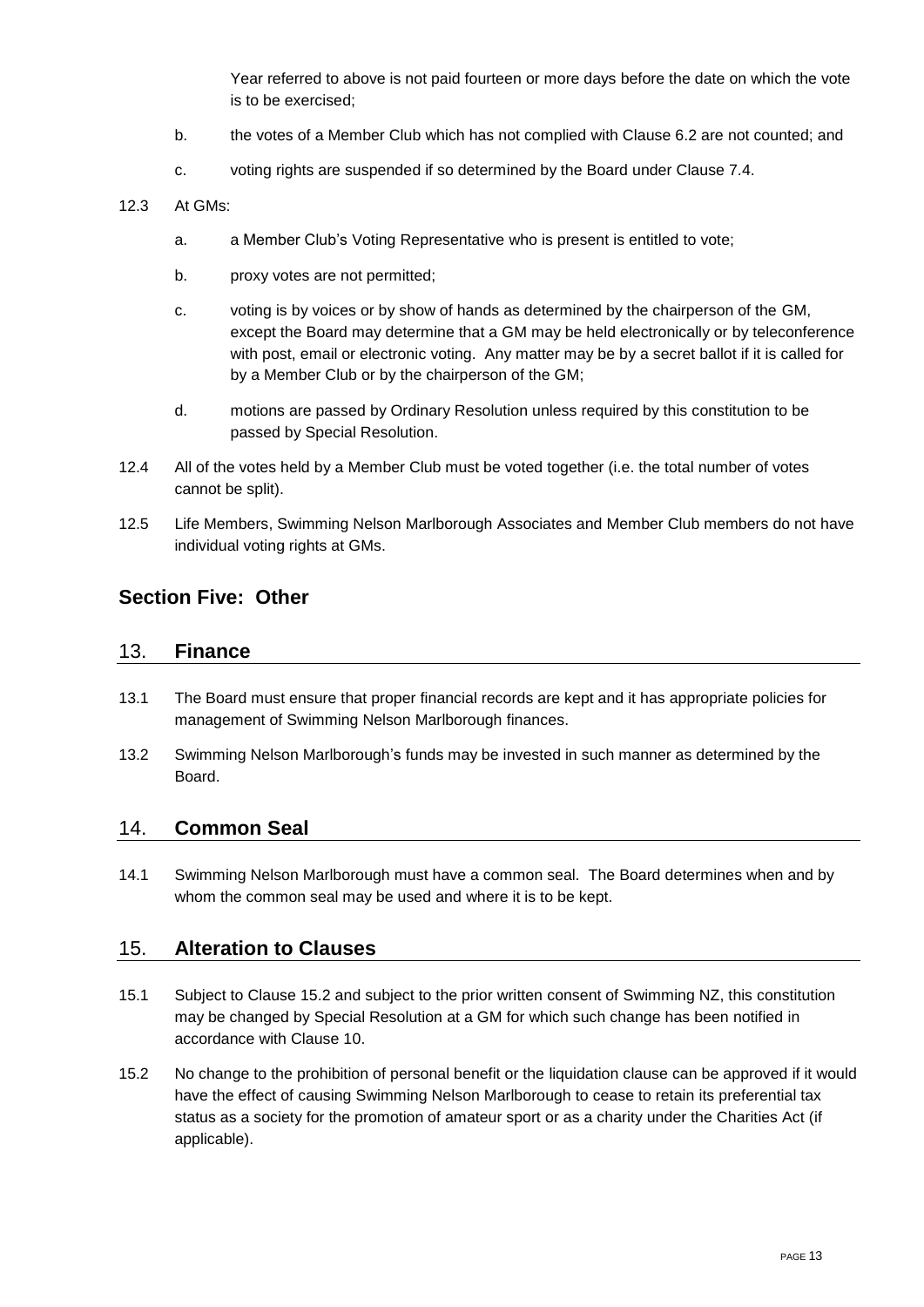Year referred to above is not paid fourteen or more days before the date on which the vote is to be exercised;

b. the votes of a Member Club which has not complied with Clause 6.2 are not counted; and

c. voting rights are suspended if so determined by the Board under Clause 7.4.

12.3 At GMs:

a. a Member Club's Voting Representative who is present is entitled to vote;

b. proxy votes are not permitted;

c. voting is by voices or by show of hands as determined by the chairperson of the GM, except the Board may determine that a GM may be held electronically or by teleconference with post, email or electronic voting. Any matter may be by a secret ballot if it is called for by a Member Club or by the chairperson of the GM;

d. motions are passed by Ordinary Resolution unless required by this constitution to be passed by Special Resolution.

12.4 All of the votes held by a Member Club must be voted together (i.e. the total number of votes cannot be split).

12.5 Life Members, Swimming Nelson Marlborough Associates and Member Club members do not have individual voting rights at GMs.

## Section Five: Other

## 13. Finance

13.1 The Board must ensure that proper financial records are kept and it has appropriate policies for management of Swimming Nelson Marlborough finances.

13.2 Swimming Nelson Marlborough's funds may be invested in such manner as determined by the Board.

## 14. Common Seal

14.1 Swimming Nelson Marlborough must have a common seal. The Board determines when and by whom the common seal may be used and where it is to be kept.

## 15. Alteration to Clauses

15.1 Subject to Clause 15.2 and subject to the prior written consent of Swimming NZ, this constitution may be changed by Special Resolution at a GM for which such change has been notified in accordance with Clause 10.

15.2 No change to the prohibition of personal benefit or the liquidation clause can be approved if it would have the effect of causing Swimming Nelson Marlborough to cease to retain its preferential tax status as a society for the promotion of amateur sport or as a charity under the Charities Act (if applicable).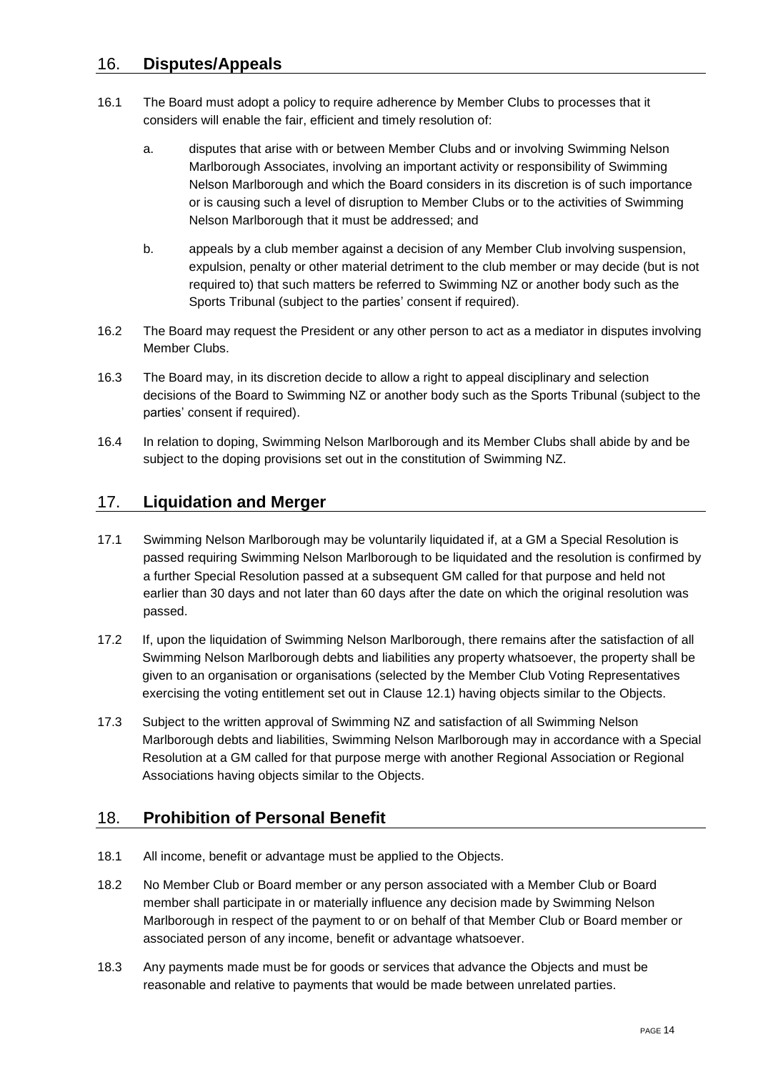## 16. Disputes/Appeals

16.1 The Board must adopt a policy to require adherence by Member Clubs to processes that it considers will enable the fair, efficient and timely resolution of:

a. disputes that arise with or between Member Clubs and or involving Swimming Nelson Marlborough Associates, involving an important activity or responsibility of Swimming Nelson Marlborough and which the Board considers in its discretion is of such importance or is causing such a level of disruption to Member Clubs or to the activities of Swimming Nelson Marlborough that it must be addressed; and

b. appeals by a club member against a decision of any Member Club involving suspension, expulsion, penalty or other material detriment to the club member or may decide (but is not required to) that such matters be referred to Swimming NZ or another body such as the Sports Tribunal (subject to the parties' consent if required).

16.2 The Board may request the President or any other person to act as a mediator in disputes involving Member Clubs.

16.3 The Board may, in its discretion decide to allow a right to appeal disciplinary and selection decisions of the Board to Swimming NZ or another body such as the Sports Tribunal (subject to the parties' consent if required).

16.4 In relation to doping, Swimming Nelson Marlborough and its Member Clubs shall abide by and be subject to the doping provisions set out in the constitution of Swimming NZ.

## 17. Liquidation and Merger

17.1 Swimming Nelson Marlborough may be voluntarily liquidated if, at a GM a Special Resolution is passed requiring Swimming Nelson Marlborough to be liquidated and the resolution is confirmed by a further Special Resolution passed at a subsequent GM called for that purpose and held not earlier than 30 days and not later than 60 days after the date on which the original resolution was passed.

17.2 If, upon the liquidation of Swimming Nelson Marlborough, there remains after the satisfaction of all Swimming Nelson Marlborough debts and liabilities any property whatsoever, the property shall be given to an organisation or organisations (selected by the Member Club Voting Representatives exercising the voting entitlement set out in Clause 12.1) having objects similar to the Objects.

17.3 Subject to the written approval of Swimming NZ and satisfaction of all Swimming Nelson Marlborough debts and liabilities, Swimming Nelson Marlborough may in accordance with a Special Resolution at a GM called for that purpose merge with another Regional Association or Regional Associations having objects similar to the Objects.

## 18. Prohibition of Personal Benefit

18.1 All income, benefit or advantage must be applied to the Objects.

18.2 No Member Club or Board member or any person associated with a Member Club or Board member shall participate in or materially influence any decision made by Swimming Nelson Marlborough in respect of the payment to or on behalf of that Member Club or Board member or associated person of any income, benefit or advantage whatsoever.

18.3 Any payments made must be for goods or services that advance the Objects and must be reasonable and relative to payments that would be made between unrelated parties.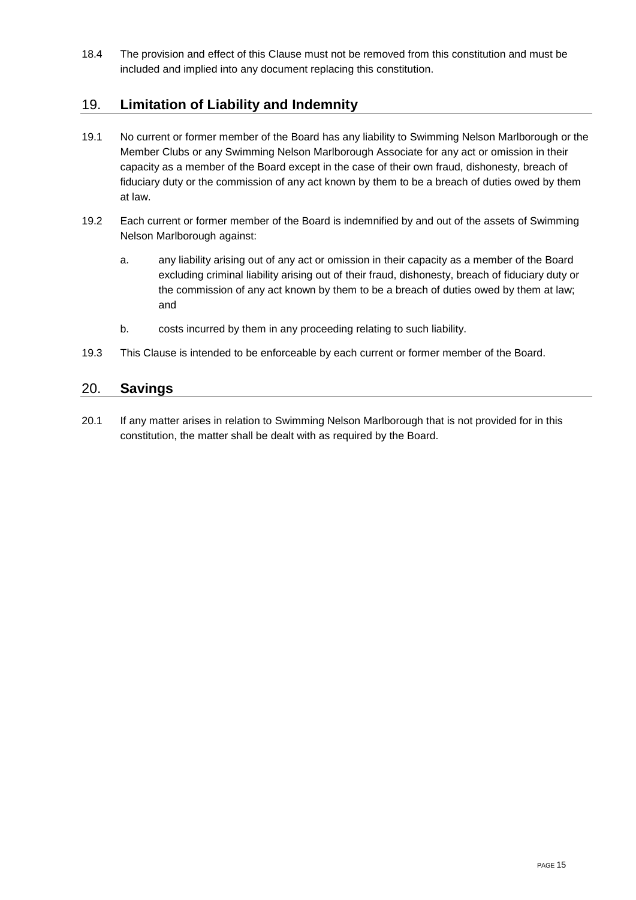18.4 The provision and effect of this Clause must not be removed from this constitution and must be included and implied into any document replacing this constitution.

## 19. Limitation of Liability and Indemnity

19.1 No current or former member of the Board has any liability to Swimming Nelson Marlborough or the Member Clubs or any Swimming Nelson Marlborough Associate for any act or omission in their capacity as a member of the Board except in the case of their own fraud, dishonesty, breach of fiduciary duty or the commission of any act known by them to be a breach of duties owed by them at law.

19.2 Each current or former member of the Board is indemnified by and out of the assets of Swimming Nelson Marlborough against:

a. any liability arising out of any act or omission in their capacity as a member of the Board excluding criminal liability arising out of their fraud, dishonesty, breach of fiduciary duty or the commission of any act known by them to be a breach of duties owed by them at law; and

b. costs incurred by them in any proceeding relating to such liability.

19.3 This Clause is intended to be enforceable by each current or former member of the Board.

## 20. Savings

20.1 If any matter arises in relation to Swimming Nelson Marlborough that is not provided for in this constitution, the matter shall be dealt with as required by the Board.